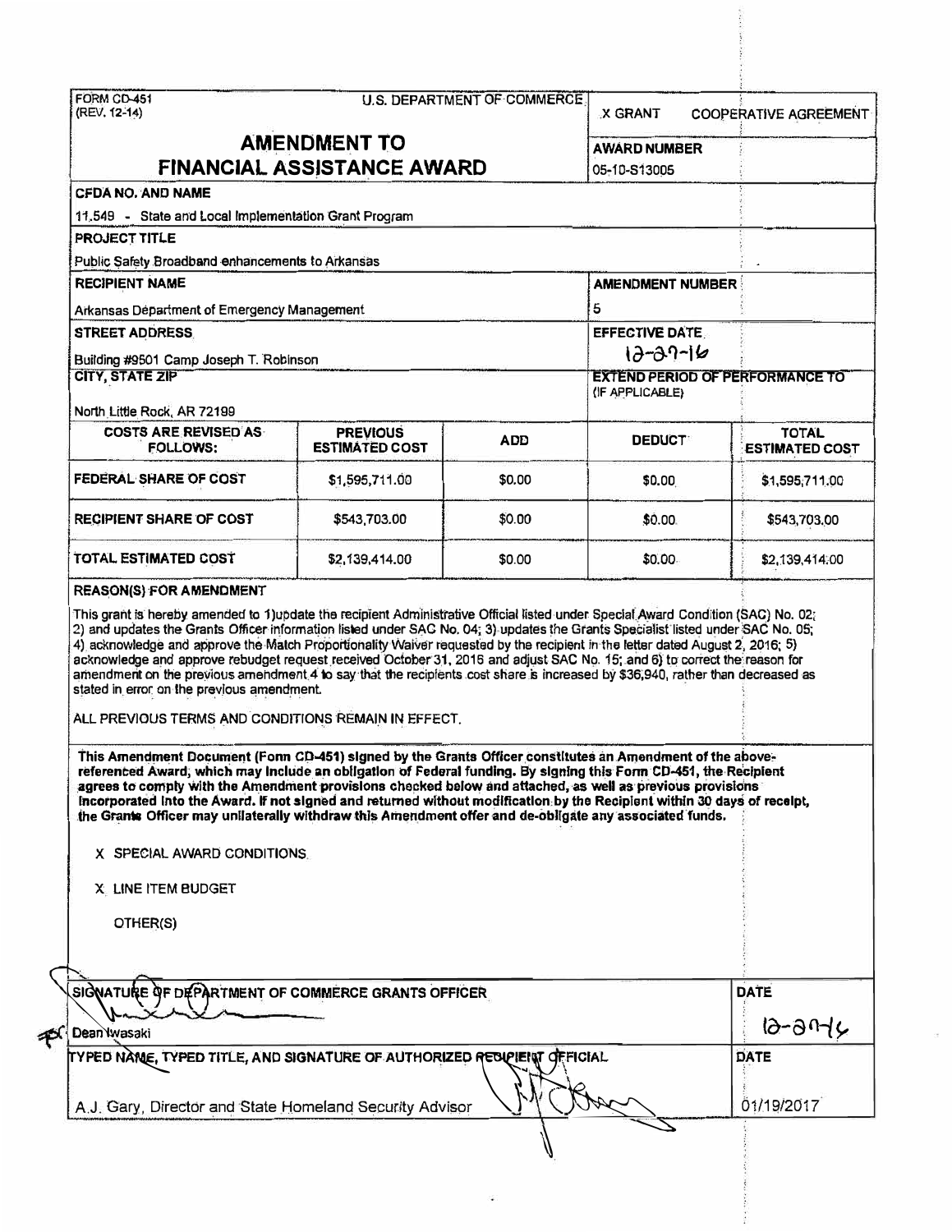FORM CD-451
(REV. 12-14)

U.S. DEPARTMENT OF COMMERCE

X GRANT | COOPERATIVE AGREEMENT

# AMENDMENT TO FINANCIAL ASSISTANCE AWARD

**AWARD NUMBER**
05-10-S13005

**CFDA NO. AND NAME**
11.549 - State and Local Implementation Grant Program

**PROJECT TITLE**
Public Safety Broadband enhancements to Arkansas

**RECIPIENT NAME**
Arkansas Department of Emergency Management

**AMENDMENT NUMBER**
5

**STREET ADDRESS**
Building #9501 Camp Joseph T. Robinson

**EFFECTIVE DATE**
12-27-16

**CITY, STATE ZIP**
North Little Rock, AR 72199

**EXTEND PERIOD OF PERFORMANCE TO (IF APPLICABLE)**

| COSTS ARE REVISED AS FOLLOWS: | PREVIOUS ESTIMATED COST | ADD | DEDUCT | TOTAL ESTIMATED COST |
|---|---|---|---|---|
| FEDERAL SHARE OF COST | $1,595,711.00 | $0.00 | $0.00 | $1,595,711.00 |
| RECIPIENT SHARE OF COST | $543,703.00 | $0.00 | $0.00 | $543,703.00 |
| TOTAL ESTIMATED COST | $2,139,414.00 | $0.00 | $0.00 | $2,139,414.00 |

**REASON(S) FOR AMENDMENT**

This grant is hereby amended to 1)update the recipient Administrative Official listed under Special Award Condition (SAC) No. 02; 2) and updates the Grants Officer information listed under SAC No. 04; 3) updates the Grants Specialist listed under SAC No. 05; 4) acknowledge and approve the Match Proportionality Waiver requested by the recipient in the letter dated August 2, 2016; 5) acknowledge and approve rebudget request received October 31, 2016 and adjust SAC No. 15; and 6) to correct the reason for amendment on the previous amendment 4 to say that the recipients cost share is increased by $36,940, rather than decreased as stated in error on the previous amendment.

ALL PREVIOUS TERMS AND CONDITIONS REMAIN IN EFFECT.

**This Amendment Document (Form CD-451) signed by the Grants Officer constitutes an Amendment of the above-referenced Award, which may include an obligation of Federal funding. By signing this Form CD-451, the Recipient agrees to comply with the Amendment provisions checked below and attached, as well as previous provisions incorporated into the Award. If not signed and returned without modification by the Recipient within 30 days of receipt, the Grants Officer may unilaterally withdraw this Amendment offer and de-obligate any associated funds.**

X SPECIAL AWARD CONDITIONS

X LINE ITEM BUDGET

OTHER(S)

| SIGNATURE OF DEPARTMENT OF COMMERCE GRANTS OFFICER | DATE |
|---|---|
| Dean Iwasaki | 12-27-16 |

| TYPED NAME, TYPED TITLE, AND SIGNATURE OF AUTHORIZED RECIPIENT OFFICIAL | DATE |
|---|---|
| A.J. Gary, Director and State Homeland Security Advisor | 01/19/2017 |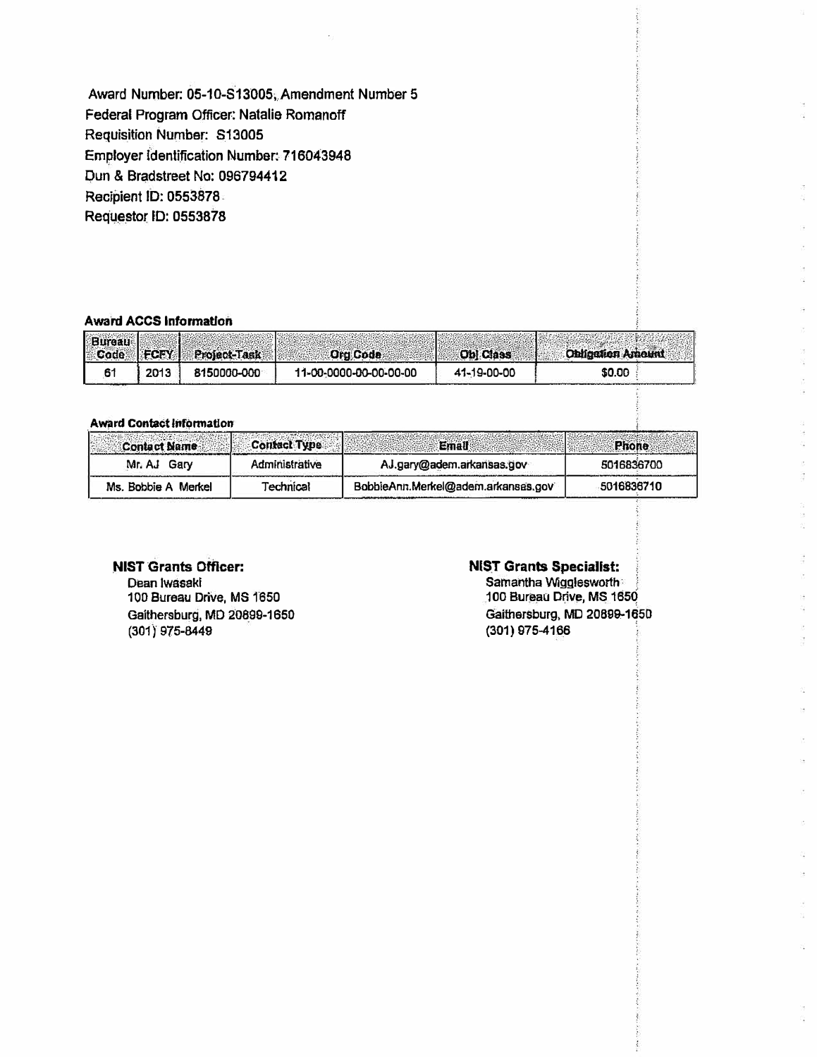Award Number: 05-10-S13005, Amendment Number 5
Federal Program Officer: Natalie Romanoff
Requisition Number: S13005
Employer Identification Number: 716043948
Dun & Bradstreet No: 096794412
Recipient ID: 0553878
Requestor ID: 0553878

**Award ACCS Information**

| Bureau Code | FCFY | Project-Task | Org Code | Obj Class | Obligation Amount |
|---|---|---|---|---|---|
| 61 | 2013 | 8150000-000 | 11-00-0000-00-00-00-00 | 41-19-00-00 | $0.00 |

**Award Contact Information**

| Contact Name | Contact Type | Email | Phone |
|---|---|---|---|
| Mr. AJ Gary | Administrative | AJ.gary@adem.arkansas.gov | 5016836700 |
| Ms. Bobbie A Merkel | Technical | BobbieAnn.Merkel@adem.arkansas.gov | 5016836710 |

**NIST Grants Officer:**
Dean Iwasaki
100 Bureau Drive, MS 1650
Gaithersburg, MD 20899-1650
(301) 975-8449

**NIST Grants Specialist:**
Samantha Wigglesworth
100 Bureau Drive, MS 1650
Gaithersburg, MD 20899-1650
(301) 975-4166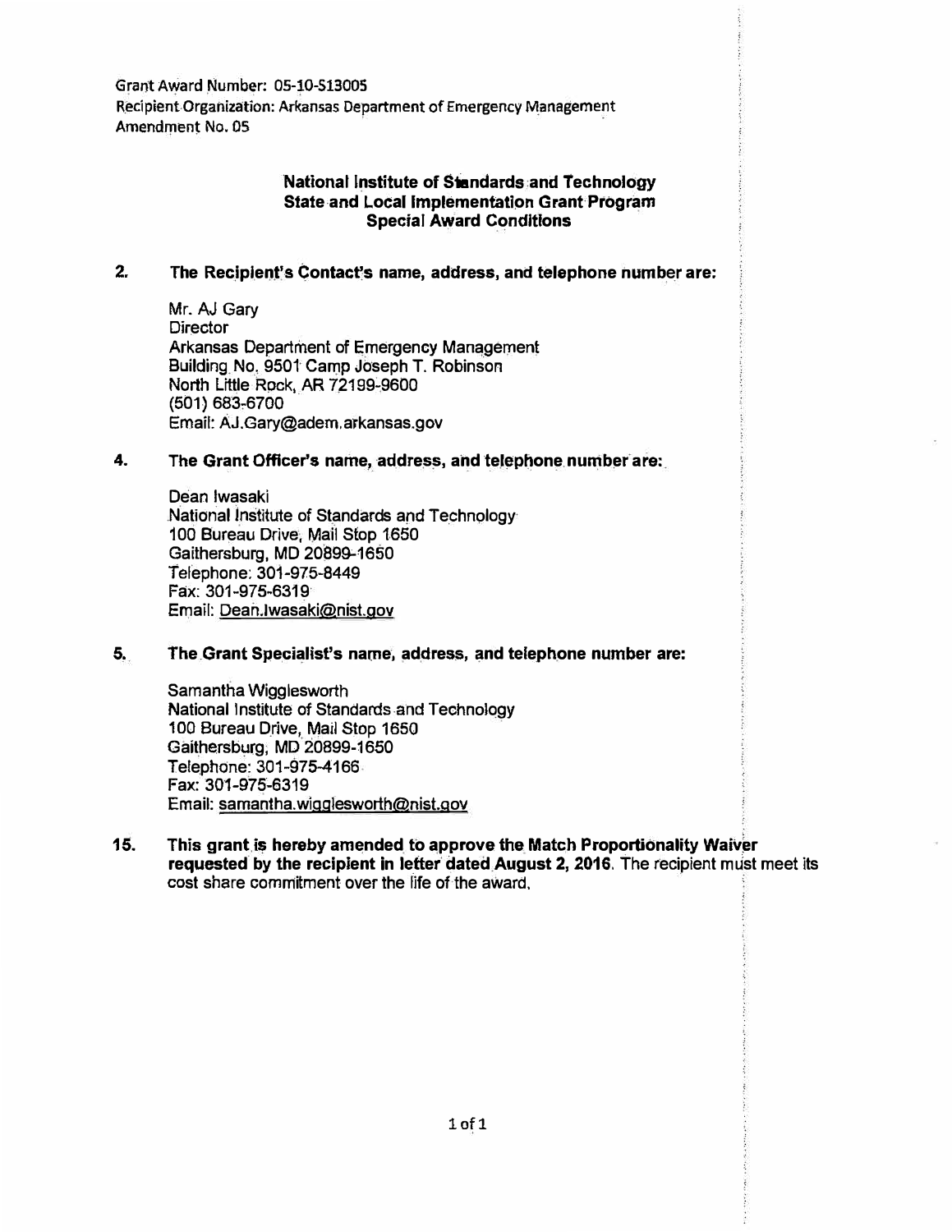Grant Award Number: 05-10-S13005
Recipient Organization: Arkansas Department of Emergency Management
Amendment No. 05

**National Institute of Standards and Technology**
**State and Local Implementation Grant Program**
**Special Award Conditions**

**2. The Recipient's Contact's name, address, and telephone number are:**

Mr. AJ Gary
Director
Arkansas Department of Emergency Management
Building No. 9501 Camp Joseph T. Robinson
North Little Rock, AR 72199-9600
(501) 683-6700
Email: AJ.Gary@adem.arkansas.gov

**4. The Grant Officer's name, address, and telephone number are:**

Dean Iwasaki
National Institute of Standards and Technology
100 Bureau Drive, Mail Stop 1650
Gaithersburg, MD 20899-1650
Telephone: 301-975-8449
Fax: 301-975-6319
Email: Dean.Iwasaki@nist.gov

**5. The Grant Specialist's name, address, and telephone number are:**

Samantha Wigglesworth
National Institute of Standards and Technology
100 Bureau Drive, Mail Stop 1650
Gaithersburg, MD 20899-1650
Telephone: 301-975-4166
Fax: 301-975-6319
Email: samantha.wigglesworth@nist.gov

**15. This grant is hereby amended to approve the Match Proportionality Waiver requested by the recipient in letter dated August 2, 2016.** The recipient must meet its cost share commitment over the life of the award.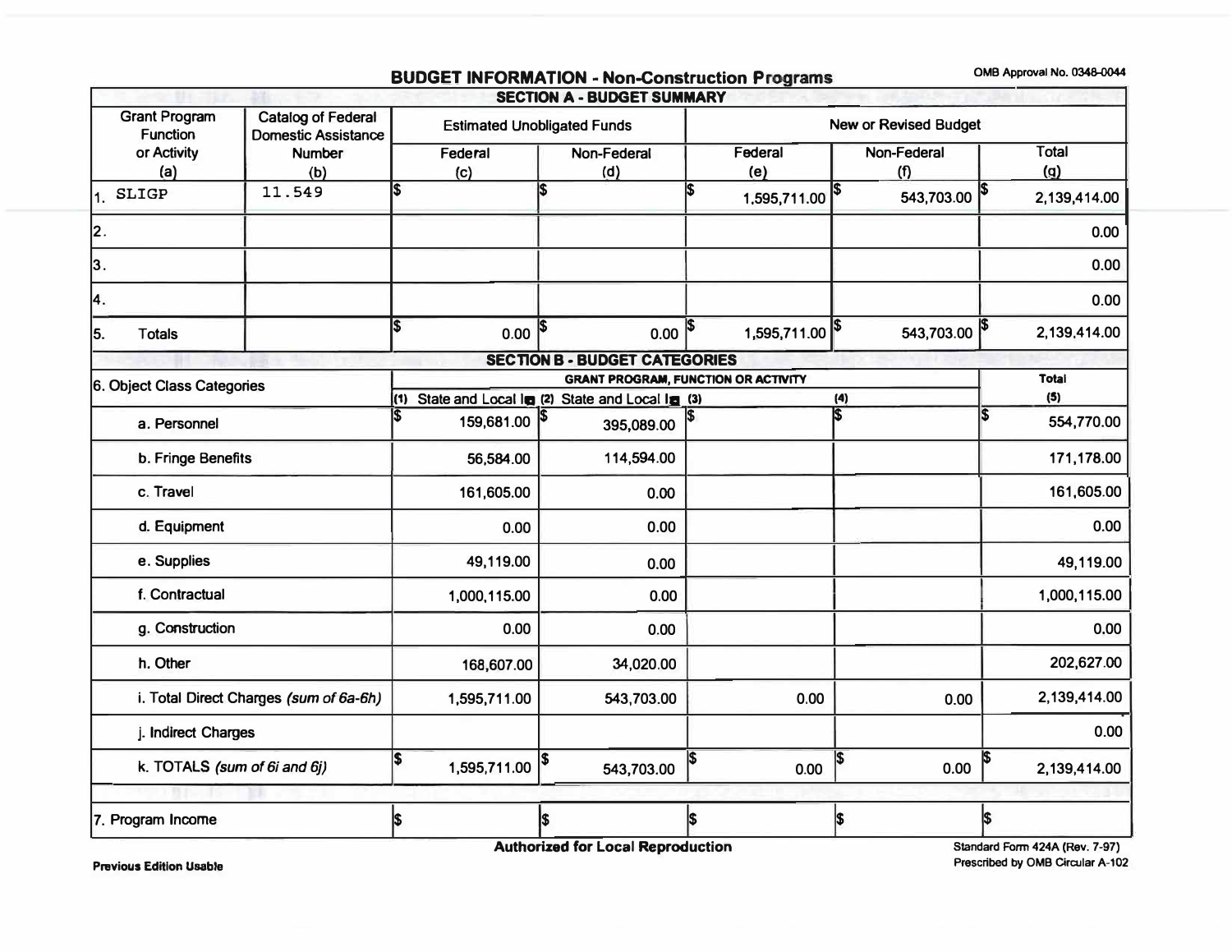# BUDGET INFORMATION - Non-Construction Programs

OMB Approval No. 0348-0044

## SECTION A - BUDGET SUMMARY

| Grant Program Function or Activity (a) | Catalog of Federal Domestic Assistance Number (b) | Estimated Unobligated Funds Federal (c) | Estimated Unobligated Funds Non-Federal (d) | New or Revised Budget Federal (e) | New or Revised Budget Non-Federal (f) | New or Revised Budget Total (g) |
|---|---|---|---|---|---|---|
| 1. SLIGP | 11.549 | $ | $ | $ 1,595,711.00 | $ 543,703.00 | $ 2,139,414.00 |
| 2. | | | | | | 0.00 |
| 3. | | | | | | 0.00 |
| 4. | | | | | | 0.00 |
| 5. Totals | | $ 0.00 | $ 0.00 | $ 1,595,711.00 | $ 543,703.00 | $ 2,139,414.00 |

## SECTION B - BUDGET CATEGORIES

| 6. Object Class Categories | GRANT PROGRAM, FUNCTION OR ACTIVITY (1) State and Local I | (2) State and Local I | (3) | (4) | Total (5) |
|---|---|---|---|---|---|
| a. Personnel | $ 159,681.00 | $ 395,089.00 | $ | $ | $ 554,770.00 |
| b. Fringe Benefits | 56,584.00 | 114,594.00 | | | 171,178.00 |
| c. Travel | 161,605.00 | 0.00 | | | 161,605.00 |
| d. Equipment | 0.00 | 0.00 | | | 0.00 |
| e. Supplies | 49,119.00 | 0.00 | | | 49,119.00 |
| f. Contractual | 1,000,115.00 | 0.00 | | | 1,000,115.00 |
| g. Construction | 0.00 | 0.00 | | | 0.00 |
| h. Other | 168,607.00 | 34,020.00 | | | 202,627.00 |
| i. Total Direct Charges *(sum of 6a-6h)* | 1,595,711.00 | 543,703.00 | 0.00 | 0.00 | 2,139,414.00 |
| j. Indirect Charges | | | | | 0.00 |
| k. TOTALS *(sum of 6i and 6j)* | $ 1,595,711.00 | $ 543,703.00 | $ 0.00 | $ 0.00 | $ 2,139,414.00 |
| 7. Program Income | $ | $ | $ | $ | $ |

**Authorized for Local Reproduction**

**Previous Edition Usable**

Standard Form 424A (Rev. 7-97)
Prescribed by OMB Circular A-102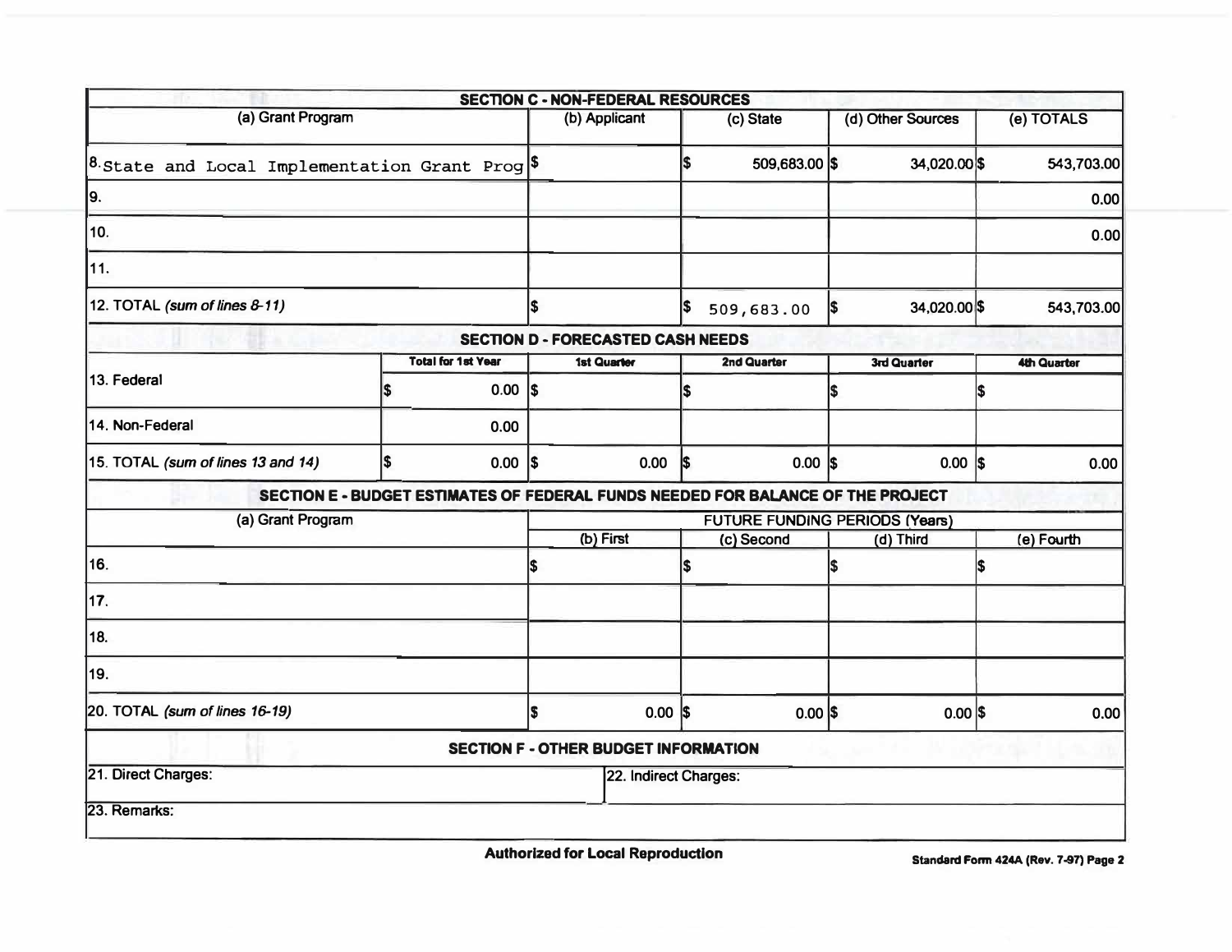## SECTION C - NON-FEDERAL RESOURCES

| (a) Grant Program | (b) Applicant | (c) State | (d) Other Sources | (e) TOTALS |
|---|---|---|---|---|
| 8. State and Local Implementation Grant Prog | $ | $ 509,683.00 | $ 34,020.00 | $ 543,703.00 |
| 9. | | | | 0.00 |
| 10. | | | | 0.00 |
| 11. | | | | |
| 12. TOTAL *(sum of lines 8-11)* | $ | $ 509,683.00 | $ 34,020.00 | $ 543,703.00 |

## SECTION D - FORECASTED CASH NEEDS

| | Total for 1st Year | 1st Quarter | 2nd Quarter | 3rd Quarter | 4th Quarter |
|---|---|---|---|---|---|
| 13. Federal | $ 0.00 | $ | $ | $ | $ |
| 14. Non-Federal | 0.00 | | | | |
| 15. TOTAL *(sum of lines 13 and 14)* | $ 0.00 | $ 0.00 | $ 0.00 | $ 0.00 | $ 0.00 |

## SECTION E - BUDGET ESTIMATES OF FEDERAL FUNDS NEEDED FOR BALANCE OF THE PROJECT

| (a) Grant Program | FUTURE FUNDING PERIODS (Years) | | | |
|---|---|---|---|---|
| | (b) First | (c) Second | (d) Third | (e) Fourth |
| 16. | $ | $ | $ | $ |
| 17. | | | | |
| 18. | | | | |
| 19. | | | | |
| 20. TOTAL *(sum of lines 16-19)* | $ 0.00 | $ 0.00 | $ 0.00 | $ 0.00 |

## SECTION F - OTHER BUDGET INFORMATION

| | |
|---|---|
| 21. Direct Charges: | 22. Indirect Charges: |
| 23. Remarks: | |

**Authorized for Local Reproduction**

**Standard Form 424A (Rev. 7-97) Page 2**